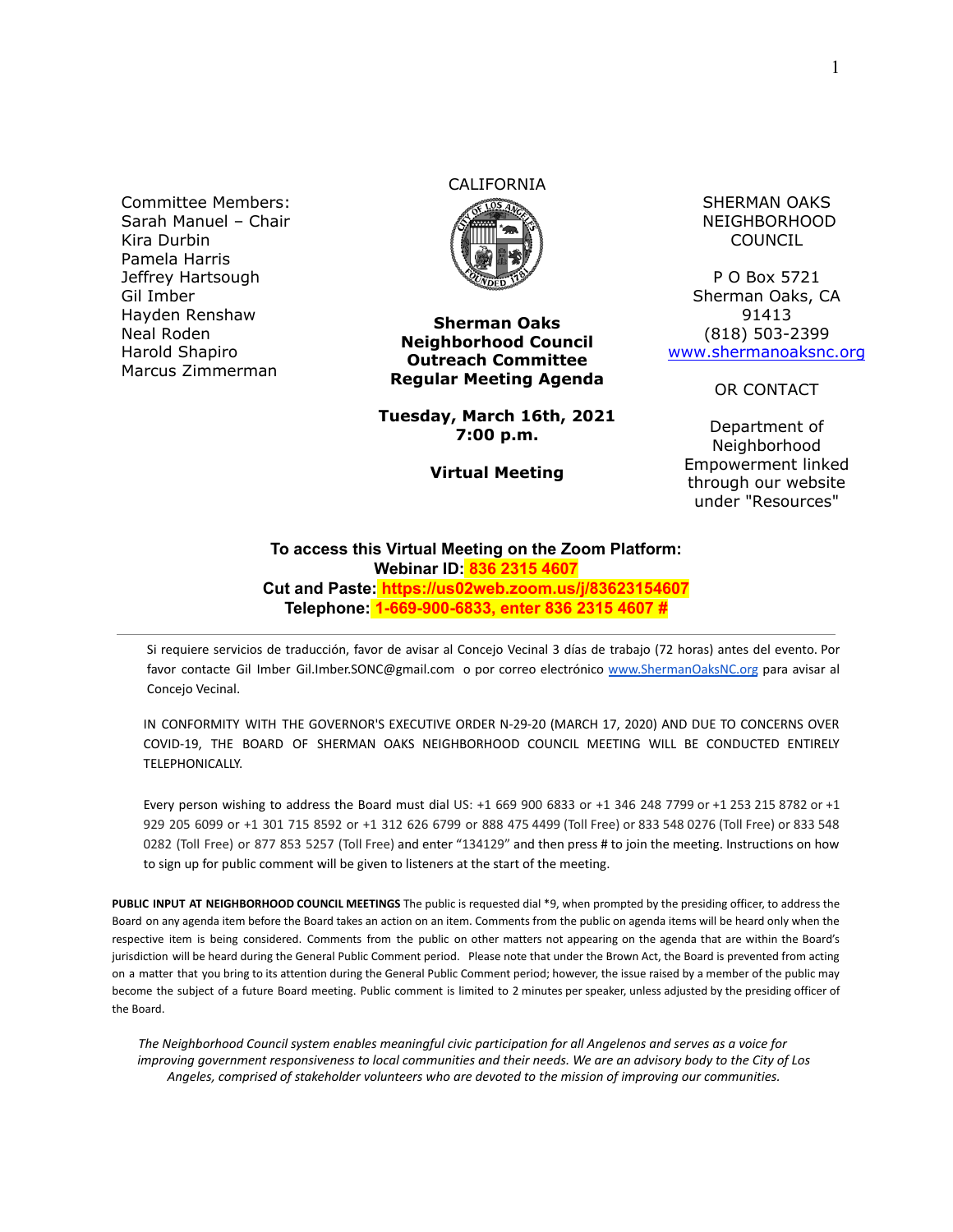Committee Members:
Sarah Manuel – Chair
Kira Durbin
Pamela Harris
Jeffrey Hartsough
Gil Imber
Hayden Renshaw
Neal Roden
Harold Shapiro
Marcus Zimmerman

CALIFORNIA

**Sherman Oaks Neighborhood Council Outreach Committee Regular Meeting Agenda**

**Tuesday, March 16th, 2021**
**7:00 p.m.**

**Virtual Meeting**

SHERMAN OAKS NEIGHBORHOOD COUNCIL

P O Box 5721
Sherman Oaks, CA 91413
(818) 503-2399
www.shermanoaksnc.org

OR CONTACT

Department of Neighborhood Empowerment linked through our website under "Resources"

**To access this Virtual Meeting on the Zoom Platform:**
**Webinar ID: 836 2315 4607**
**Cut and Paste: https://us02web.zoom.us/j/83623154607**
**Telephone: 1-669-900-6833, enter 836 2315 4607 #**

---

Si requiere servicios de traducción, favor de avisar al Concejo Vecinal 3 días de trabajo (72 horas) antes del evento. Por favor contacte Gil Imber Gil.Imber.SONC@gmail.com o por correo electrónico www.ShermanOaksNC.org para avisar al Concejo Vecinal.

IN CONFORMITY WITH THE GOVERNOR'S EXECUTIVE ORDER N-29-20 (MARCH 17, 2020) AND DUE TO CONCERNS OVER COVID-19, THE BOARD OF SHERMAN OAKS NEIGHBORHOOD COUNCIL MEETING WILL BE CONDUCTED ENTIRELY TELEPHONICALLY.

Every person wishing to address the Board must dial US: +1 669 900 6833 or +1 346 248 7799 or +1 253 215 8782 or +1 929 205 6099 or +1 301 715 8592 or +1 312 626 6799 or 888 475 4499 (Toll Free) or 833 548 0276 (Toll Free) or 833 548 0282 (Toll Free) or 877 853 5257 (Toll Free) and enter "134129" and then press # to join the meeting. Instructions on how to sign up for public comment will be given to listeners at the start of the meeting.

**PUBLIC INPUT AT NEIGHBORHOOD COUNCIL MEETINGS** The public is requested dial *9, when prompted by the presiding officer, to address the Board on any agenda item before the Board takes an action on an item. Comments from the public on agenda items will be heard only when the respective item is being considered. Comments from the public on other matters not appearing on the agenda that are within the Board's jurisdiction will be heard during the General Public Comment period. Please note that under the Brown Act, the Board is prevented from acting on a matter that you bring to its attention during the General Public Comment period; however, the issue raised by a member of the public may become the subject of a future Board meeting. Public comment is limited to 2 minutes per speaker, unless adjusted by the presiding officer of the Board.

*The Neighborhood Council system enables meaningful civic participation for all Angelenos and serves as a voice for improving government responsiveness to local communities and their needs. We are an advisory body to the City of Los Angeles, comprised of stakeholder volunteers who are devoted to the mission of improving our communities.*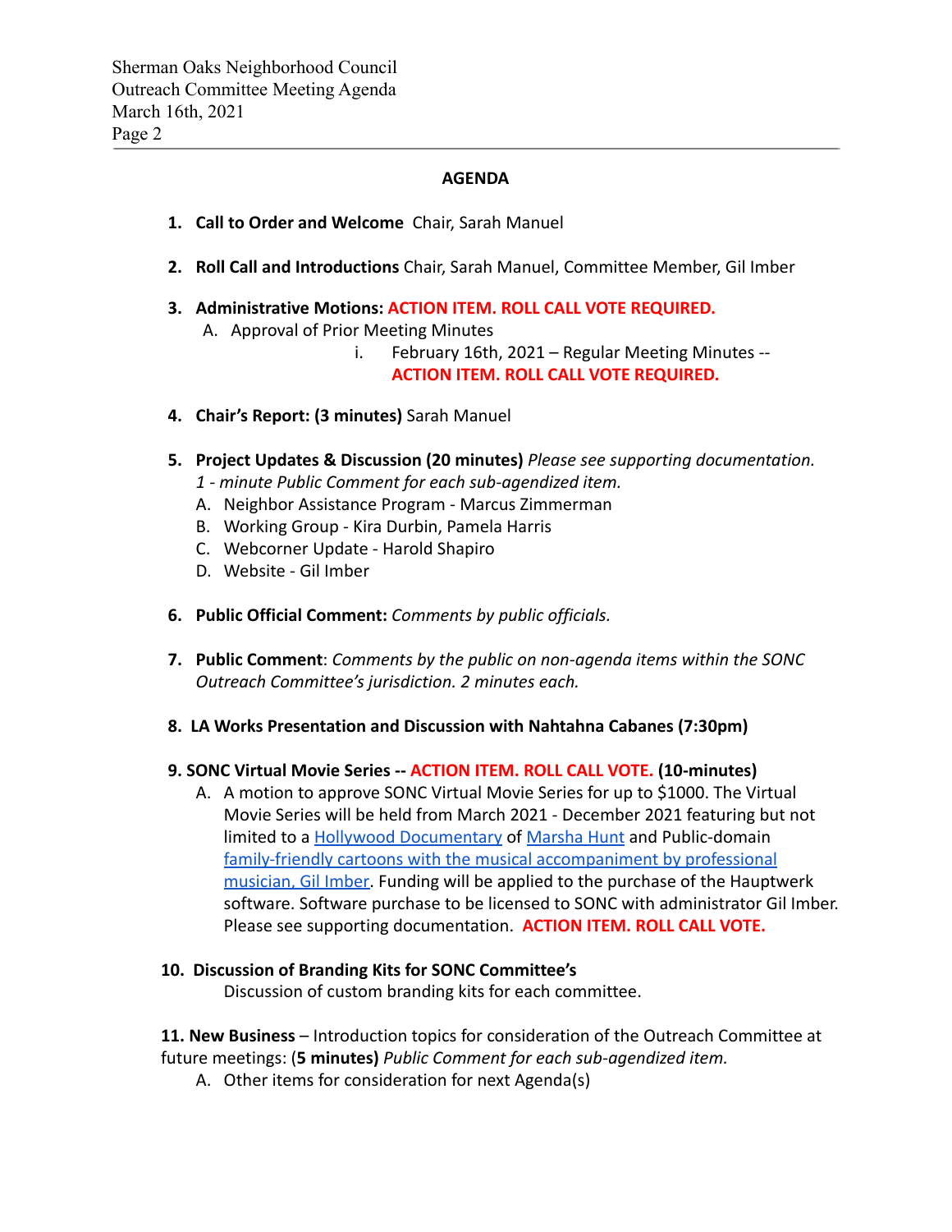## AGENDA

1. **Call to Order and Welcome** Chair, Sarah Manuel

2. **Roll Call and Introductions** Chair, Sarah Manuel, Committee Member, Gil Imber

3. **Administrative Motions: ACTION ITEM. ROLL CALL VOTE REQUIRED.**
   A. Approval of Prior Meeting Minutes
      i. February 16th, 2021 – Regular Meeting Minutes -- **ACTION ITEM. ROLL CALL VOTE REQUIRED.**

4. **Chair's Report: (3 minutes)** Sarah Manuel

5. **Project Updates & Discussion (20 minutes)** *Please see supporting documentation. 1 - minute Public Comment for each sub-agendized item.*
   A. Neighbor Assistance Program - Marcus Zimmerman
   B. Working Group - Kira Durbin, Pamela Harris
   C. Webcorner Update - Harold Shapiro
   D. Website - Gil Imber

6. **Public Official Comment:** *Comments by public officials.*

7. **Public Comment**: *Comments by the public on non-agenda items within the SONC Outreach Committee's jurisdiction. 2 minutes each.*

8. **LA Works Presentation and Discussion with Nahtahna Cabanes (7:30pm)**

9. **SONC Virtual Movie Series -- ACTION ITEM. ROLL CALL VOTE. (10-minutes)**
   A. A motion to approve SONC Virtual Movie Series for up to $1000. The Virtual Movie Series will be held from March 2021 - December 2021 featuring but not limited to a Hollywood Documentary of Marsha Hunt and Public-domain family-friendly cartoons with the musical accompaniment by professional musician, Gil Imber. Funding will be applied to the purchase of the Hauptwerk software. Software purchase to be licensed to SONC with administrator Gil Imber. Please see supporting documentation. **ACTION ITEM. ROLL CALL VOTE.**

10. **Discussion of Branding Kits for SONC Committee's**
    Discussion of custom branding kits for each committee.

11. **New Business** – Introduction topics for consideration of the Outreach Committee at future meetings: (**5 minutes)** *Public Comment for each sub-agendized item.*
    A. Other items for consideration for next Agenda(s)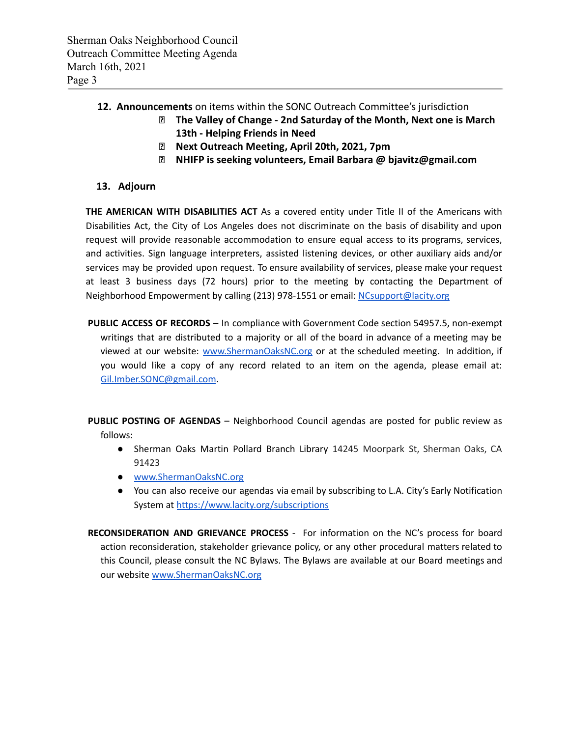12. **Announcements** on items within the SONC Outreach Committee's jurisdiction
    - **The Valley of Change - 2nd Saturday of the Month, Next one is March 13th - Helping Friends in Need**
    - **Next Outreach Meeting, April 20th, 2021, 7pm**
    - **NHIFP is seeking volunteers, Email Barbara @ bjavitz@gmail.com**

13. **Adjourn**

**THE AMERICAN WITH DISABILITIES ACT** As a covered entity under Title II of the Americans with Disabilities Act, the City of Los Angeles does not discriminate on the basis of disability and upon request will provide reasonable accommodation to ensure equal access to its programs, services, and activities. Sign language interpreters, assisted listening devices, or other auxiliary aids and/or services may be provided upon request. To ensure availability of services, please make your request at least 3 business days (72 hours) prior to the meeting by contacting the Department of Neighborhood Empowerment by calling (213) 978-1551 or email: NCsupport@lacity.org

**PUBLIC ACCESS OF RECORDS** – In compliance with Government Code section 54957.5, non-exempt writings that are distributed to a majority or all of the board in advance of a meeting may be viewed at our website: www.ShermanOaksNC.org or at the scheduled meeting. In addition, if you would like a copy of any record related to an item on the agenda, please email at: Gil.Imber.SONC@gmail.com.

**PUBLIC POSTING OF AGENDAS** – Neighborhood Council agendas are posted for public review as follows:

- Sherman Oaks Martin Pollard Branch Library 14245 Moorpark St, Sherman Oaks, CA 91423
- www.ShermanOaksNC.org
- You can also receive our agendas via email by subscribing to L.A. City's Early Notification System at https://www.lacity.org/subscriptions

**RECONSIDERATION AND GRIEVANCE PROCESS** - For information on the NC's process for board action reconsideration, stakeholder grievance policy, or any other procedural matters related to this Council, please consult the NC Bylaws. The Bylaws are available at our Board meetings and our website www.ShermanOaksNC.org